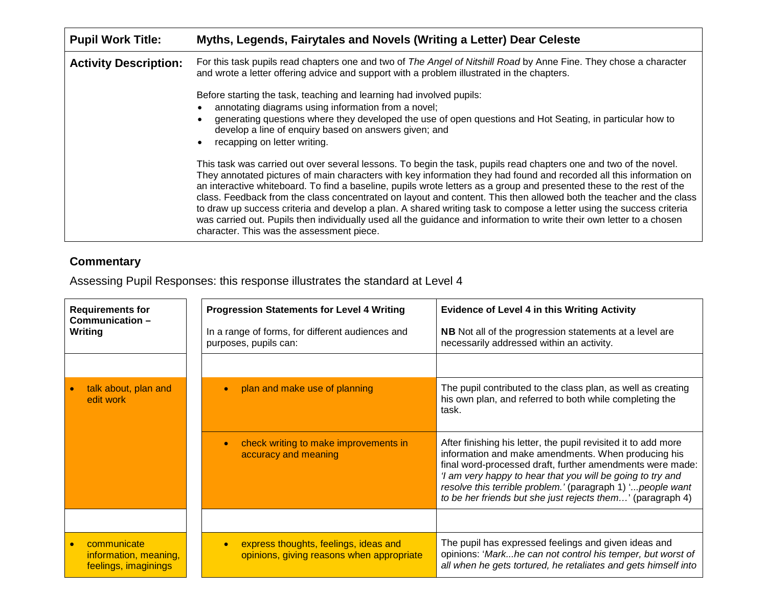| Pupil Work Title: | Myths, Legends, Fairytales and Novels (Writing a Letter) Dear Celeste |
|---|---|
| Activity Description: | For this task pupils read chapters one and two of *The Angel of Nitshill Road* by Anne Fine. They chose a character and wrote a letter offering advice and support with a problem illustrated in the chapters.<br><br>Before starting the task, teaching and learning had involved pupils:<br>• annotating diagrams using information from a novel;<br>• generating questions where they developed the use of open questions and Hot Seating, in particular how to develop a line of enquiry based on answers given; and<br>• recapping on letter writing.<br><br>This task was carried out over several lessons. To begin the task, pupils read chapters one and two of the novel. They annotated pictures of main characters with key information they had found and recorded all this information on an interactive whiteboard. To find a baseline, pupils wrote letters as a group and presented these to the rest of the class. Feedback from the class concentrated on layout and content. This then allowed both the teacher and the class to draw up success criteria and develop a plan. A shared writing task to compose a letter using the success criteria was carried out. Pupils then individually used all the guidance and information to write their own letter to a chosen character. This was the assessment piece. |

## Commentary

Assessing Pupil Responses: this response illustrates the standard at Level 4

| Requirements for Communication – Writing | Progression Statements for Level 4 Writing<br><br>In a range of forms, for different audiences and purposes, pupils can: | Evidence of Level 4 in this Writing Activity<br><br>**NB** Not all of the progression statements at a level are necessarily addressed within an activity. |
|---|---|---|
| | | |
| • talk about, plan and edit work | • plan and make use of planning | The pupil contributed to the class plan, as well as creating his own plan, and referred to both while completing the task. |
| | • check writing to make improvements in accuracy and meaning | After finishing his letter, the pupil revisited it to add more information and make amendments. When producing his final word-processed draft, further amendments were made: *'I am very happy to hear that you will be going to try and resolve this terrible problem.'* (paragraph 1) '*...people want to be her friends but she just rejects them…*' (paragraph 4) |
| | | |
| • communicate information, meaning, feelings, imaginings | • express thoughts, feelings, ideas and opinions, giving reasons when appropriate | The pupil has expressed feelings and given ideas and opinions: '*Mark...he can not control his temper, but worst of all when he gets tortured, he retaliates and gets himself into* |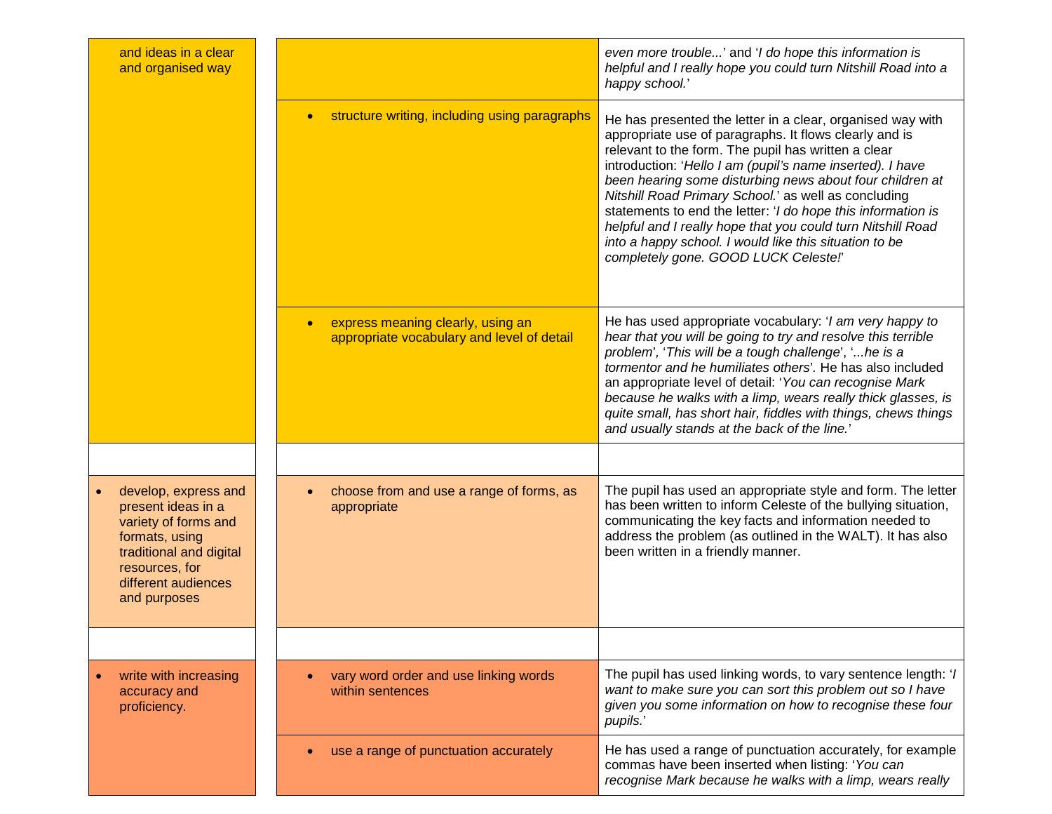| | | |
|---|---|---|
| and ideas in a clear and organised way | | *even more trouble...*' and '*I do hope this information is helpful and I really hope you could turn Nitshill Road into a happy school.*' |
| | • structure writing, including using paragraphs | He has presented the letter in a clear, organised way with appropriate use of paragraphs. It flows clearly and is relevant to the form. The pupil has written a clear introduction: '*Hello I am (pupil's name inserted). I have been hearing some disturbing news about four children at Nitshill Road Primary School.*' as well as concluding statements to end the letter: '*I do hope this information is helpful and I really hope that you could turn Nitshill Road into a happy school. I would like this situation to be completely gone. GOOD LUCK Celeste!*' |
| | • express meaning clearly, using an appropriate vocabulary and level of detail | He has used appropriate vocabulary: '*I am very happy to hear that you will be going to try and resolve this terrible problem*', '*This will be a tough challenge*', '*...he is a tormentor and he humiliates others*'. He has also included an appropriate level of detail: '*You can recognise Mark because he walks with a limp, wears really thick glasses, is quite small, has short hair, fiddles with things, chews things and usually stands at the back of the line.*' |
| | | |
| • develop, express and present ideas in a variety of forms and formats, using traditional and digital resources, for different audiences and purposes | • choose from and use a range of forms, as appropriate | The pupil has used an appropriate style and form. The letter has been written to inform Celeste of the bullying situation, communicating the key facts and information needed to address the problem (as outlined in the WALT). It has also been written in a friendly manner. |
| | | |
| • write with increasing accuracy and proficiency. | • vary word order and use linking words within sentences | The pupil has used linking words, to vary sentence length: '*I want to make sure you can sort this problem out so I have given you some information on how to recognise these four pupils.*' |
| | • use a range of punctuation accurately | He has used a range of punctuation accurately, for example commas have been inserted when listing: '*You can recognise Mark because he walks with a limp, wears really* |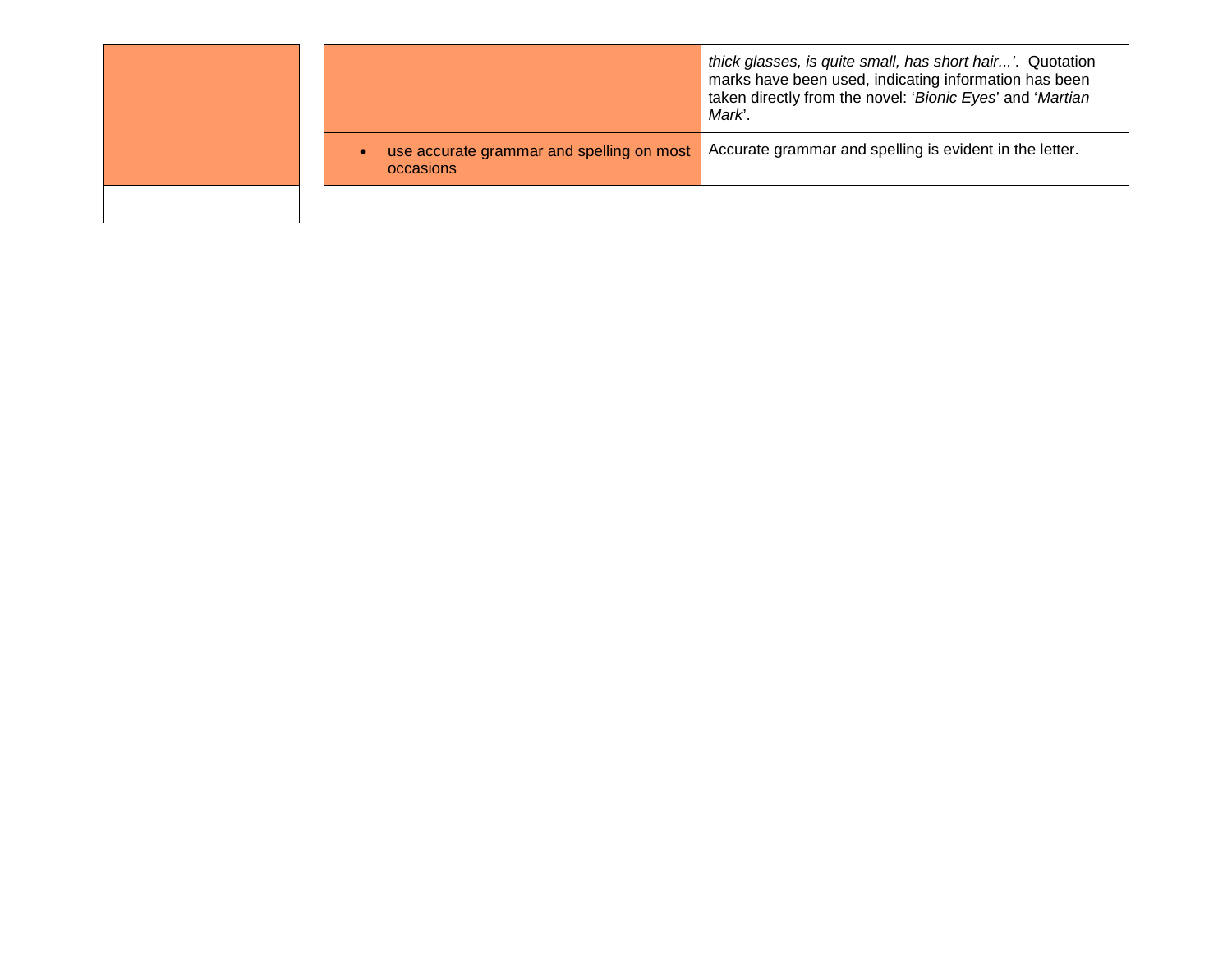| | | |
|---|---|---|
| | | *thick glasses, is quite small, has short hair...'*. Quotation marks have been used, indicating information has been taken directly from the novel: '*Bionic Eyes*' and '*Martian Mark*'. |
| | • use accurate grammar and spelling on most occasions | Accurate grammar and spelling is evident in the letter. |
| | | |